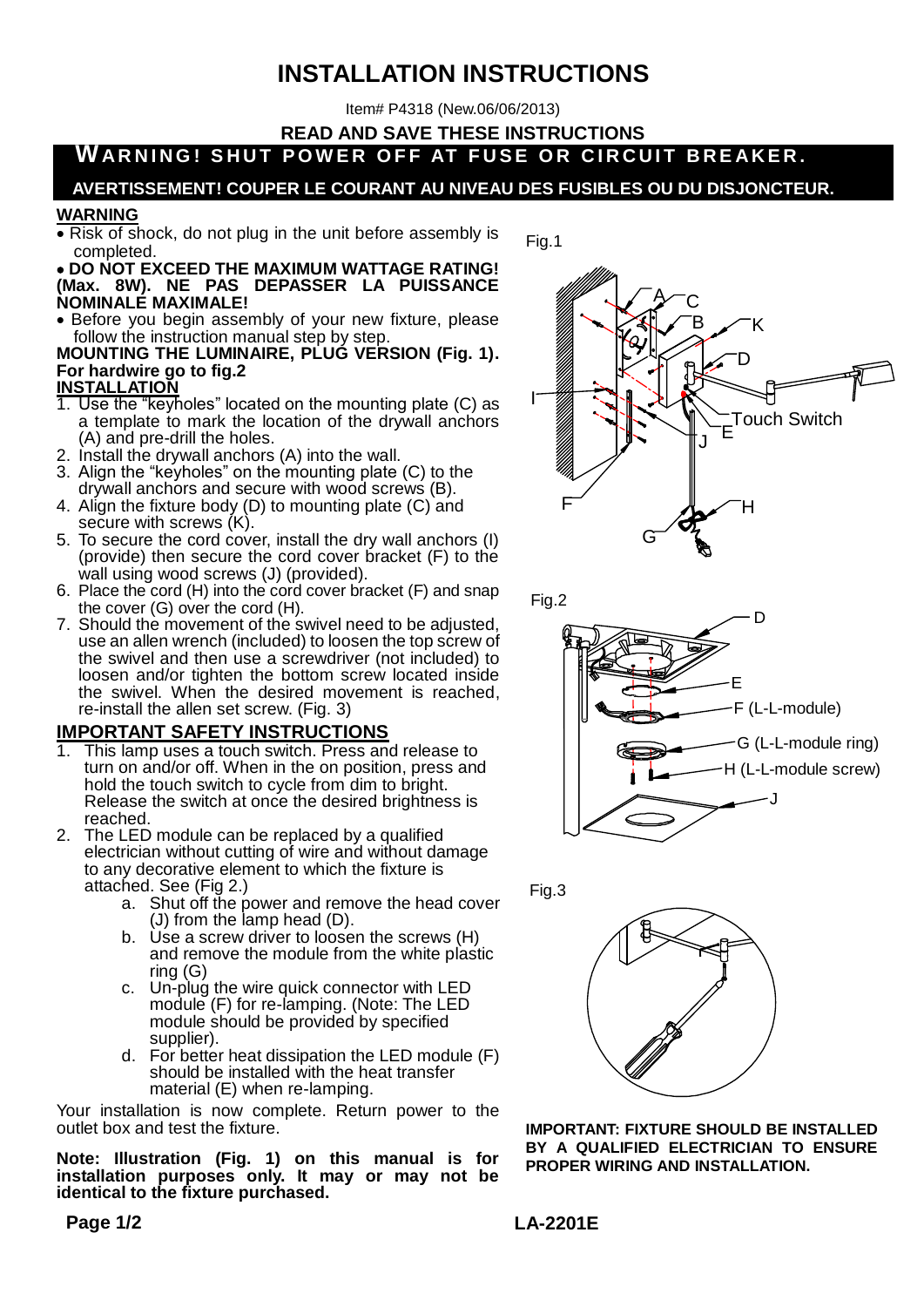# INSTALLATION INSTRUCTIONS

Item# P4318 (New.06/06/2013)

**READ AND SAVE THESE INSTRUCTIONS**

**WARNING! SHUT POWER OFF AT FUSE OR CIRCUIT BREAKER.**

**AVERTISSEMENT! COUPER LE COURANT AU NIVEAU DES FUSIBLES OU DU DISJONCTEUR.**

## WARNING

- Risk of shock, do not plug in the unit before assembly is completed.
- **DO NOT EXCEED THE MAXIMUM WATTAGE RATING! (Max. 8W). NE PAS DEPASSER LA PUISSANCE NOMINALE MAXIMALE!**
- Before you begin assembly of your new fixture, please follow the instruction manual step by step.

**MOUNTING THE LUMINAIRE, PLUG VERSION (Fig. 1). For hardwire go to fig.2**

## INSTALLATION

1. Use the "keyholes" located on the mounting plate (C) as a template to mark the location of the drywall anchors (A) and pre-drill the holes.
2. Install the drywall anchors (A) into the wall.
3. Align the "keyholes" on the mounting plate (C) to the drywall anchors and secure with wood screws (B).
4. Align the fixture body (D) to mounting plate (C) and secure with screws (K).
5. To secure the cord cover, install the dry wall anchors (I) (provide) then secure the cord cover bracket (F) to the wall using wood screws (J) (provided).
6. Place the cord (H) into the cord cover bracket (F) and snap the cover (G) over the cord (H).
7. Should the movement of the swivel need to be adjusted, use an allen wrench (included) to loosen the top screw of the swivel and then use a screwdriver (not included) to loosen and/or tighten the bottom screw located inside the swivel. When the desired movement is reached, re-install the allen set screw. (Fig. 3)

## IMPORTANT SAFETY INSTRUCTIONS

1. This lamp uses a touch switch. Press and release to turn on and/or off. When in the on position, press and hold the touch switch to cycle from dim to bright. Release the switch at once the desired brightness is reached.
2. The LED module can be replaced by a qualified electrician without cutting of wire and without damage to any decorative element to which the fixture is attached. See (Fig 2.)
   a. Shut off the power and remove the head cover (J) from the lamp head (D).
   b. Use a screw driver to loosen the screws (H) and remove the module from the white plastic ring (G)
   c. Un-plug the wire quick connector with LED module (F) for re-lamping. (Note: The LED module should be provided by specified supplier).
   d. For better heat dissipation the LED module (F) should be installed with the heat transfer material (E) when re-lamping.

Your installation is now complete. Return power to the outlet box and test the fixture.

**Note: Illustration (Fig. 1) on this manual is for installation purposes only. It may or may not be identical to the fixture purchased.**

Fig.1

Fig.2

Fig.3

**IMPORTANT: FIXTURE SHOULD BE INSTALLED BY A QUALIFIED ELECTRICIAN TO ENSURE PROPER WIRING AND INSTALLATION.**

LA-2201E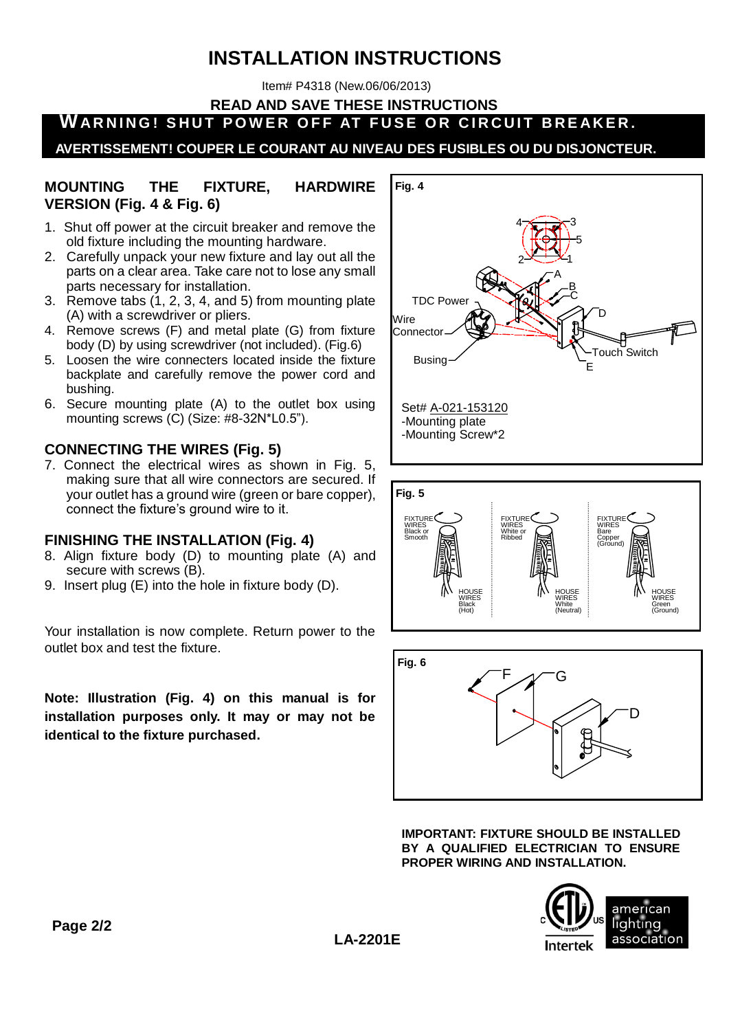# INSTALLATION INSTRUCTIONS

Item# P4318 (New.06/06/2013)

**READ AND SAVE THESE INSTRUCTIONS**

**WARNING! SHUT POWER OFF AT FUSE OR CIRCUIT BREAKER.**

**AVERTISSEMENT! COUPER LE COURANT AU NIVEAU DES FUSIBLES OU DU DISJONCTEUR.**

## MOUNTING THE FIXTURE, HARDWIRE VERSION (Fig. 4 & Fig. 6)

1. Shut off power at the circuit breaker and remove the old fixture including the mounting hardware.
2. Carefully unpack your new fixture and lay out all the parts on a clear area. Take care not to lose any small parts necessary for installation.
3. Remove tabs (1, 2, 3, 4, and 5) from mounting plate (A) with a screwdriver or pliers.
4. Remove screws (F) and metal plate (G) from fixture body (D) by using screwdriver (not included). (Fig.6)
5. Loosen the wire connecters located inside the fixture backplate and carefully remove the power cord and bushing.
6. Secure mounting plate (A) to the outlet box using mounting screws (C) (Size: #8-32N*L0.5").

## CONNECTING THE WIRES (Fig. 5)

7. Connect the electrical wires as shown in Fig. 5, making sure that all wire connectors are secured. If your outlet has a ground wire (green or bare copper), connect the fixture's ground wire to it.

## FINISHING THE INSTALLATION (Fig. 4)

8. Align fixture body (D) to mounting plate (A) and secure with screws (B).
9. Insert plug (E) into the hole in fixture body (D).

Your installation is now complete. Return power to the outlet box and test the fixture.

**Note: Illustration (Fig. 4) on this manual is for installation purposes only. It may or may not be identical to the fixture purchased.**

**Fig. 4**

4 3 5 2 1 A B C D E

TDC Power Wire Connector

Busing

Touch Switch

Set# A-021-153120
-Mounting plate
-Mounting Screw*2

**Fig. 5**

FIXTURE WIRES Black or Smooth — HOUSE WIRES Black (Hot)

FIXTURE WIRES White or Ribbed — HOUSE WIRES White (Neutral)

FIXTURE WIRES Bare Copper (Ground) — HOUSE WIRES Green (Ground)

**Fig. 6**

F G D

**IMPORTANT: FIXTURE SHOULD BE INSTALLED BY A QUALIFIED ELECTRICIAN TO ENSURE PROPER WIRING AND INSTALLATION.**

Intertek

american lighting association

LA-2201E